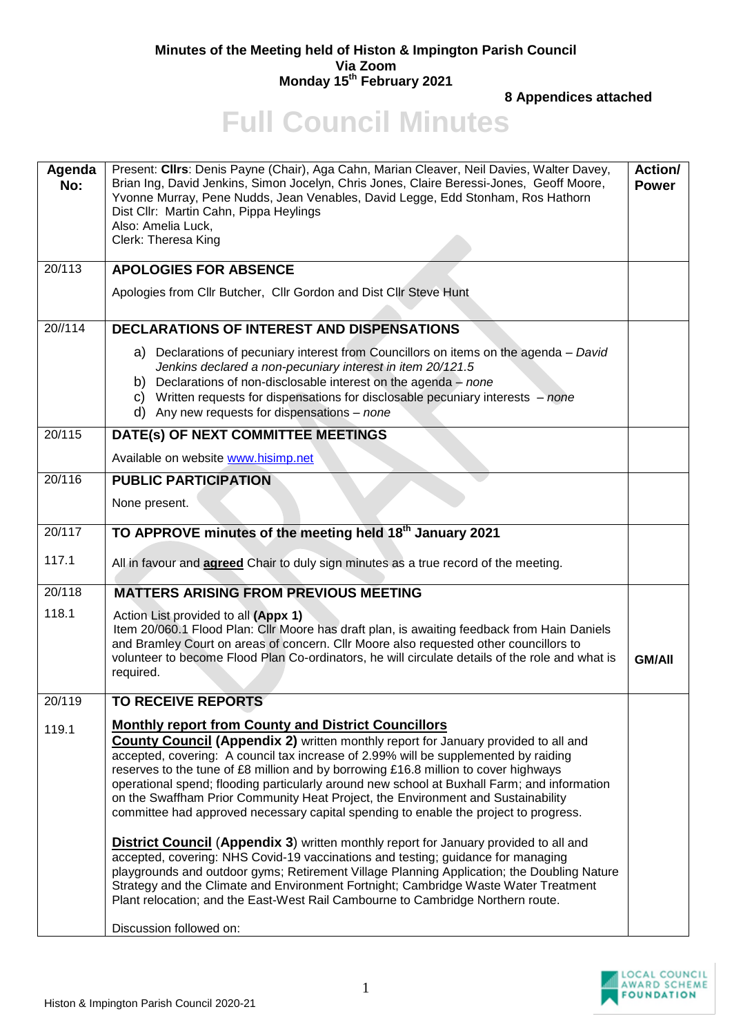**Minutes of the Meeting held of Histon & Impington Parish Council**
**Via Zoom**
**Monday 15th February 2021**

**8 Appendices attached**

# Full Council Minutes

| Agenda No: | Present: **Cllrs**: Denis Payne (Chair), Aga Cahn, Marian Cleaver, Neil Davies, Walter Davey, Brian Ing, David Jenkins, Simon Jocelyn, Chris Jones, Claire Beressi-Jones, Geoff Moore, Yvonne Murray, Pene Nudds, Jean Venables, David Legge, Edd Stonham, Ros Hathorn<br>Dist Cllr: Martin Cahn, Pippa Heylings<br>Also: Amelia Luck,<br>Clerk: Theresa King | **Action/ Power** |
|---|---|---|
| 20/113 | **APOLOGIES FOR ABSENCE**<br><br>Apologies from Cllr Butcher, Cllr Gordon and Dist Cllr Steve Hunt | |
| 20//114 | **DECLARATIONS OF INTEREST AND DISPENSATIONS**<br><br>a) Declarations of pecuniary interest from Councillors on items on the agenda – *David Jenkins declared a non-pecuniary interest in item 20/121.5*<br>b) Declarations of non-disclosable interest on the agenda – *none*<br>c) Written requests for dispensations for disclosable pecuniary interests – *none*<br>d) Any new requests for dispensations – *none* | |
| 20/115 | **DATE(s) OF NEXT COMMITTEE MEETINGS**<br><br>Available on website www.hisimp.net | |
| 20/116 | **PUBLIC PARTICIPATION**<br><br>None present. | |
| 20/117<br><br>117.1 | **TO APPROVE minutes of the meeting held 18th January 2021**<br><br>All in favour and **agreed** Chair to duly sign minutes as a true record of the meeting. | |
| 20/118<br><br>118.1 | **MATTERS ARISING FROM PREVIOUS MEETING**<br><br>Action List provided to all **(Appx 1)**<br>Item 20/060.1 Flood Plan: Cllr Moore has draft plan, is awaiting feedback from Hain Daniels and Bramley Court on areas of concern. Cllr Moore also requested other councillors to volunteer to become Flood Plan Co-ordinators, he will circulate details of the role and what is required. | **GM/All** |
| 20/119<br><br>119.1 | **TO RECEIVE REPORTS**<br><br>**Monthly report from County and District Councillors**<br>**County Council (Appendix 2)** written monthly report for January provided to all and accepted, covering: A council tax increase of 2.99% will be supplemented by raiding reserves to the tune of £8 million and by borrowing £16.8 million to cover highways operational spend; flooding particularly around new school at Buxhall Farm; and information on the Swaffham Prior Community Heat Project, the Environment and Sustainability committee had approved necessary capital spending to enable the project to progress.<br><br>**District Council** (**Appendix 3**) written monthly report for January provided to all and accepted, covering: NHS Covid-19 vaccinations and testing; guidance for managing playgrounds and outdoor gyms; Retirement Village Planning Application; the Doubling Nature Strategy and the Climate and Environment Fortnight; Cambridge Waste Water Treatment Plant relocation; and the East-West Rail Cambourne to Cambridge Northern route.<br><br>Discussion followed on: | |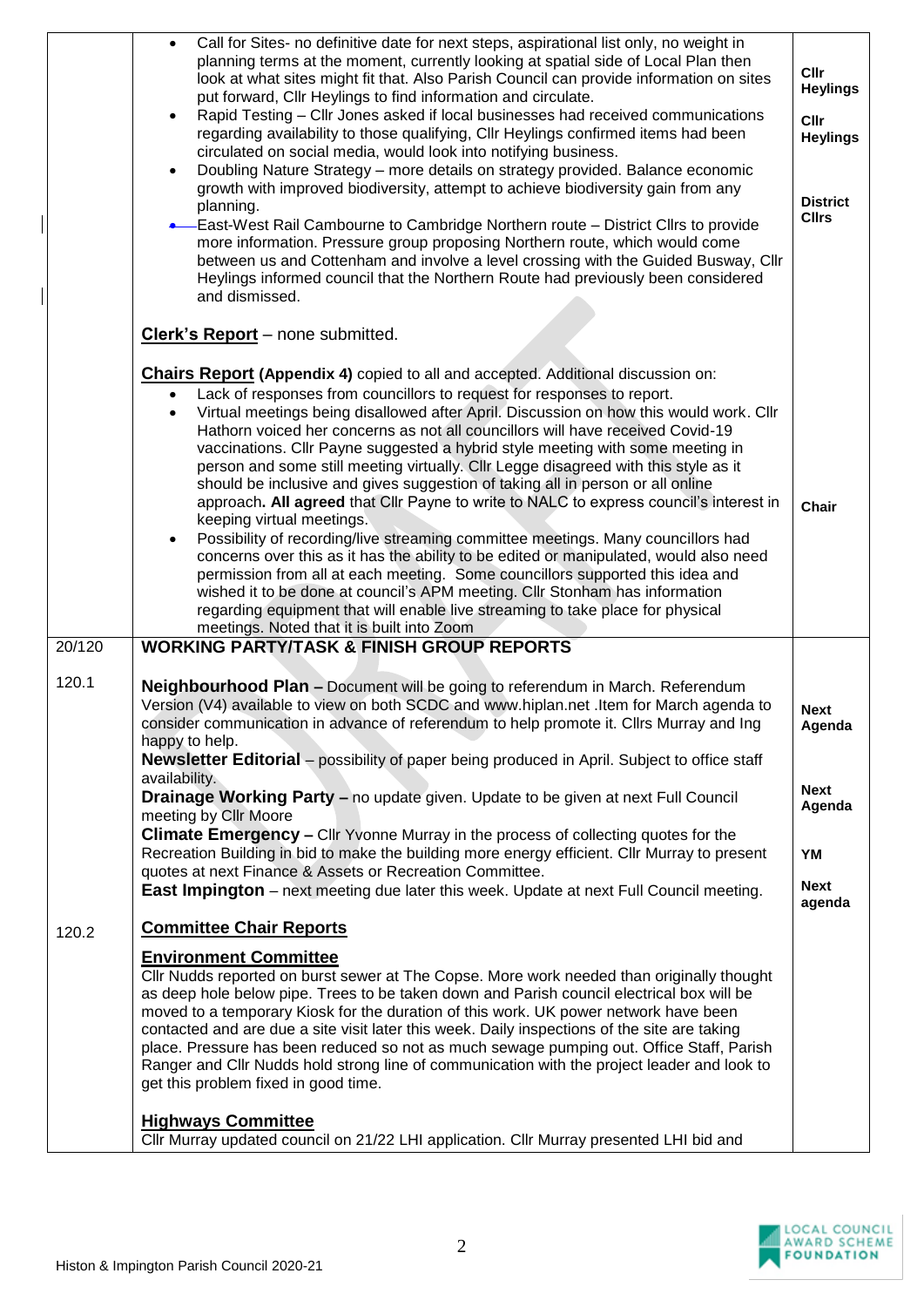| | | |
|---|---|---|
| | • Call for Sites- no definitive date for next steps, aspirational list only, no weight in planning terms at the moment, currently looking at spatial side of Local Plan then look at what sites might fit that. Also Parish Council can provide information on sites put forward, Cllr Heylings to find information and circulate.<br>• Rapid Testing – Cllr Jones asked if local businesses had received communications regarding availability to those qualifying, Cllr Heylings confirmed items had been circulated on social media, would look into notifying business.<br>• Doubling Nature Strategy – more details on strategy provided. Balance economic growth with improved biodiversity, attempt to achieve biodiversity gain from any planning.<br>• East-West Rail Cambourne to Cambridge Northern route – District Cllrs to provide more information. Pressure group proposing Northern route, which would come between us and Cottenham and involve a level crossing with the Guided Busway, Cllr Heylings informed council that the Northern Route had previously been considered and dismissed.<br><br>**Clerk's Report** – none submitted.<br><br>**Chairs Report (Appendix 4)** copied to all and accepted. Additional discussion on:<br>• Lack of responses from councillors to request for responses to report.<br>• Virtual meetings being disallowed after April. Discussion on how this would work. Cllr Hathorn voiced her concerns as not all councillors will have received Covid-19 vaccinations. Cllr Payne suggested a hybrid style meeting with some meeting in person and some still meeting virtually. Cllr Legge disagreed with this style as it should be inclusive and gives suggestion of taking all in person or all online approach. **All agreed** that Cllr Payne to write to NALC to express council's interest in keeping virtual meetings.<br>• Possibility of recording/live streaming committee meetings. Many councillors had concerns over this as it has the ability to be edited or manipulated, would also need permission from all at each meeting. Some councillors supported this idea and wished it to be done at council's APM meeting. Cllr Stonham has information regarding equipment that will enable live streaming to take place for physical meetings. Noted that it is built into Zoom | **Cllr Heylings**<br><br>**Cllr Heylings**<br><br>**District Cllrs**<br><br><br><br><br><br><br><br><br><br><br><br>**Chair** |
| 20/120 | **WORKING PARTY/TASK & FINISH GROUP REPORTS** | |
| 120.1 | **Neighbourhood Plan –** Document will be going to referendum in March. Referendum Version (V4) available to view on both SCDC and www.hiplan.net .Item for March agenda to consider communication in advance of referendum to help promote it. Cllrs Murray and Ing happy to help.<br>**Newsletter Editorial** – possibility of paper being produced in April. Subject to office staff availability.<br>**Drainage Working Party –** no update given. Update to be given at next Full Council meeting by Cllr Moore<br>**Climate Emergency –** Cllr Yvonne Murray in the process of collecting quotes for the Recreation Building in bid to make the building more energy efficient. Cllr Murray to present quotes at next Finance & Assets or Recreation Committee.<br>**East Impington** – next meeting due later this week. Update at next Full Council meeting. | **Next Agenda**<br><br><br>**Next Agenda**<br><br>**YM**<br><br>**Next agenda** |
| 120.2 | **Committee Chair Reports**<br><br>**Environment Committee**<br>Cllr Nudds reported on burst sewer at The Copse. More work needed than originally thought as deep hole below pipe. Trees to be taken down and Parish council electrical box will be moved to a temporary Kiosk for the duration of this work. UK power network have been contacted and are due a site visit later this week. Daily inspections of the site are taking place. Pressure has been reduced so not as much sewage pumping out. Office Staff, Parish Ranger and Cllr Nudds hold strong line of communication with the project leader and look to get this problem fixed in good time.<br><br>**Highways Committee**<br>Cllr Murray updated council on 21/22 LHI application. Cllr Murray presented LHI bid and | |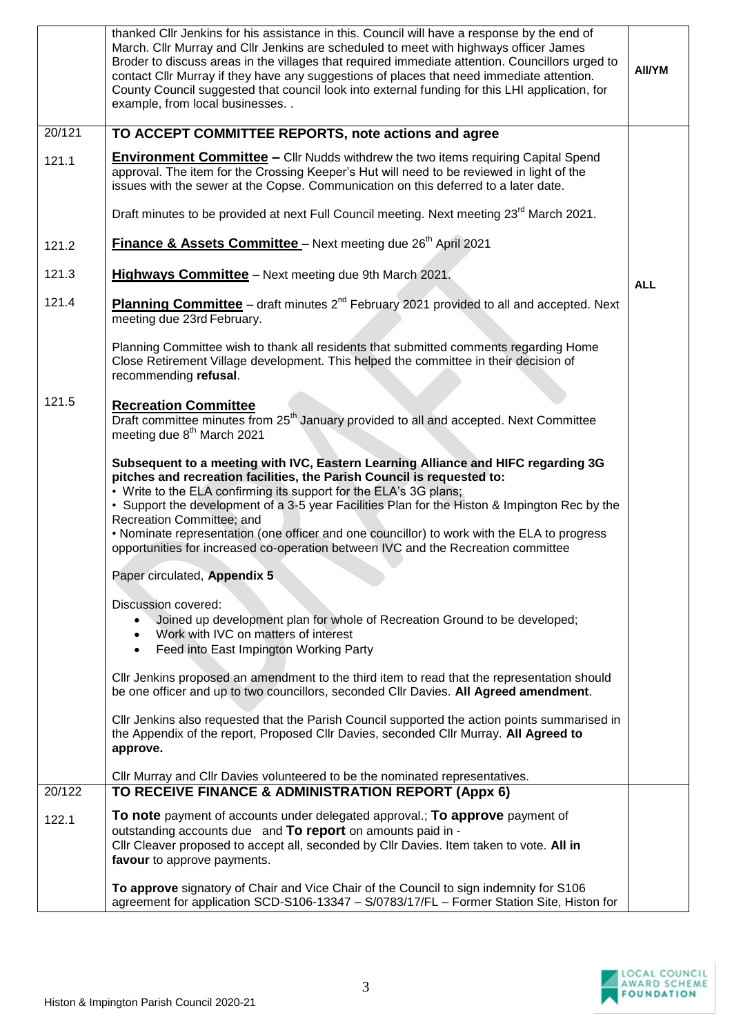| | | |
|---|---|---|
| | thanked Cllr Jenkins for his assistance in this. Council will have a response by the end of March. Cllr Murray and Cllr Jenkins are scheduled to meet with highways officer James Broder to discuss areas in the villages that required immediate attention. Councillors urged to contact Cllr Murray if they have any suggestions of places that need immediate attention. County Council suggested that council look into external funding for this LHI application, for example, from local businesses. . | All/YM |
| 20/121 | **TO ACCEPT COMMITTEE REPORTS, note actions and agree** | |
| 121.1 | **Environment Committee –** Cllr Nudds withdrew the two items requiring Capital Spend approval. The item for the Crossing Keeper's Hut will need to be reviewed in light of the issues with the sewer at the Copse. Communication on this deferred to a later date.<br><br>Draft minutes to be provided at next Full Council meeting. Next meeting 23rd March 2021. | |
| 121.2 | **Finance & Assets Committee** – Next meeting due 26th April 2021 | |
| 121.3 | **Highways Committee** – Next meeting due 9th March 2021. | ALL |
| 121.4 | **Planning Committee** – draft minutes 2nd February 2021 provided to all and accepted. Next meeting due 23rd February.<br><br>Planning Committee wish to thank all residents that submitted comments regarding Home Close Retirement Village development. This helped the committee in their decision of recommending **refusal**. | |
| 121.5 | **Recreation Committee**<br>Draft committee minutes from 25th January provided to all and accepted. Next Committee meeting due 8th March 2021<br><br>**Subsequent to a meeting with IVC, Eastern Learning Alliance and HIFC regarding 3G pitches and recreation facilities, the Parish Council is requested to:**<br>• Write to the ELA confirming its support for the ELA's 3G plans;<br>• Support the development of a 3-5 year Facilities Plan for the Histon & Impington Rec by the Recreation Committee; and<br>• Nominate representation (one officer and one councillor) to work with the ELA to progress opportunities for increased co-operation between IVC and the Recreation committee<br><br>Paper circulated, **Appendix 5**<br><br>Discussion covered:<br>• Joined up development plan for whole of Recreation Ground to be developed;<br>• Work with IVC on matters of interest<br>• Feed into East Impington Working Party<br><br>Cllr Jenkins proposed an amendment to the third item to read that the representation should be one officer and up to two councillors, seconded Cllr Davies. **All Agreed amendment**.<br><br>Cllr Jenkins also requested that the Parish Council supported the action points summarised in the Appendix of the report, Proposed Cllr Davies, seconded Cllr Murray. **All Agreed to approve.**<br><br>Cllr Murray and Cllr Davies volunteered to be the nominated representatives. | |
| 20/122 | **TO RECEIVE FINANCE & ADMINISTRATION REPORT (Appx 6)** | |
| 122.1 | **To note** payment of accounts under delegated approval.; **To approve** payment of outstanding accounts due and **To report** on amounts paid in -<br>Cllr Cleaver proposed to accept all, seconded by Cllr Davies. Item taken to vote. **All in favour** to approve payments.<br><br>**To approve** signatory of Chair and Vice Chair of the Council to sign indemnity for S106 agreement for application SCD-S106-13347 – S/0783/17/FL – Former Station Site, Histon for | |

Histon & Impington Parish Council 2020-21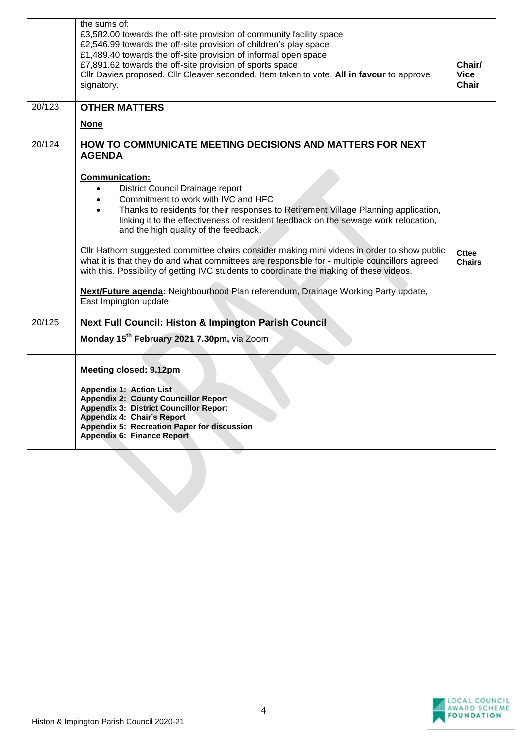| | | |
|---|---|---|
| | the sums of:<br>£3,582.00 towards the off-site provision of community facility space<br>£2,546.99 towards the off-site provision of children's play space<br>£1,489.40 towards the off-site provision of informal open space<br>£7,891.62 towards the off-site provision of sports space<br>Cllr Davies proposed. Cllr Cleaver seconded. Item taken to vote. **All in favour** to approve signatory. | **Chair/ Vice Chair** |
| 20/123 | **OTHER MATTERS**<br><br>**None** | |
| 20/124 | **HOW TO COMMUNICATE MEETING DECISIONS AND MATTERS FOR NEXT AGENDA**<br><br>**Communication:**<br>• District Council Drainage report<br>• Commitment to work with IVC and HFC<br>• Thanks to residents for their responses to Retirement Village Planning application, linking it to the effectiveness of resident feedback on the sewage work relocation, and the high quality of the feedback.<br><br>Cllr Hathorn suggested committee chairs consider making mini videos in order to show public what it is that they do and what committees are responsible for - multiple councillors agreed with this. Possibility of getting IVC students to coordinate the making of these videos.<br><br>**Next/Future agenda:** Neighbourhood Plan referendum, Drainage Working Party update, East Impington update | **Cttee Chairs** |
| 20/125 | **Next Full Council: Histon & Impington Parish Council**<br><br>**Monday 15th February 2021 7.30pm,** via Zoom | |
| | **Meeting closed: 9.12pm**<br><br>**Appendix 1: Action List**<br>**Appendix 2: County Councillor Report**<br>**Appendix 3: District Councillor Report**<br>**Appendix 4: Chair's Report**<br>**Appendix 5: Recreation Paper for discussion**<br>**Appendix 6: Finance Report** | |